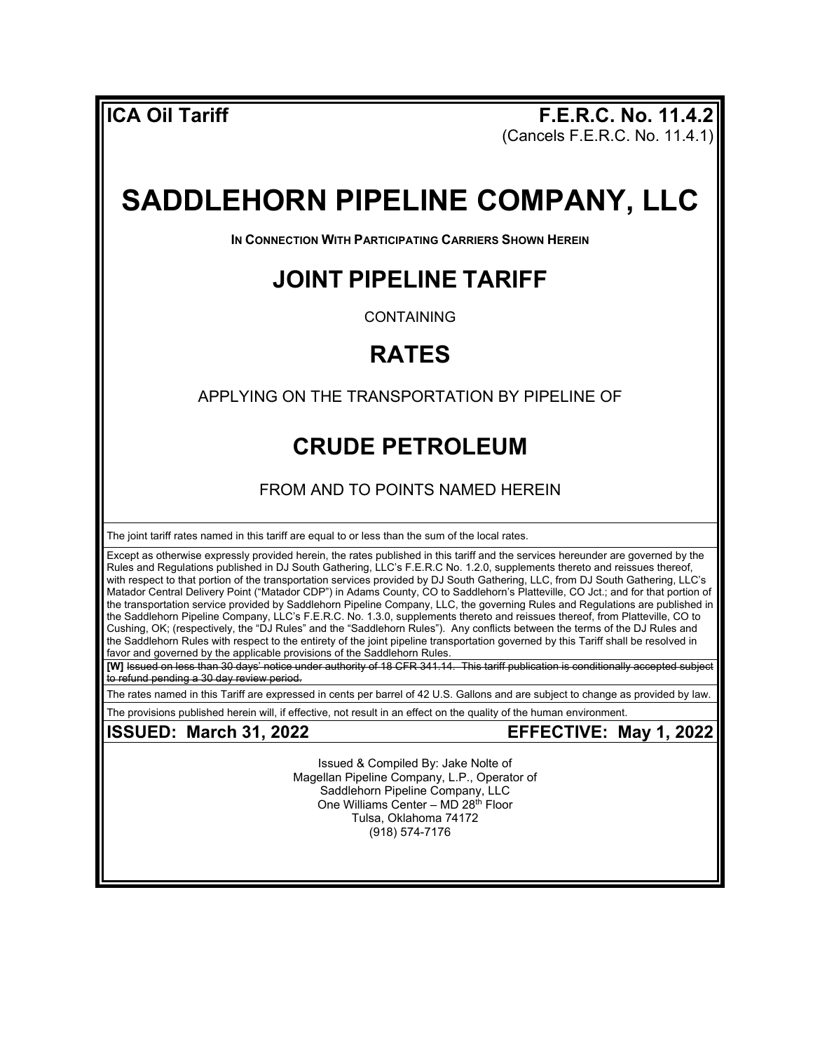**ICA Oil Tariff** **F.E.R.C. No. 11.4.2**
(Cancels F.E.R.C. No. 11.4.1)

# SADDLEHORN PIPELINE COMPANY, LLC

**IN CONNECTION WITH PARTICIPATING CARRIERS SHOWN HEREIN**

## JOINT PIPELINE TARIFF

CONTAINING

## RATES

APPLYING ON THE TRANSPORTATION BY PIPELINE OF

## CRUDE PETROLEUM

FROM AND TO POINTS NAMED HEREIN

The joint tariff rates named in this tariff are equal to or less than the sum of the local rates.

Except as otherwise expressly provided herein, the rates published in this tariff and the services hereunder are governed by the Rules and Regulations published in DJ South Gathering, LLC's F.E.R.C No. 1.2.0, supplements thereto and reissues thereof, with respect to that portion of the transportation services provided by DJ South Gathering, LLC, from DJ South Gathering, LLC's Matador Central Delivery Point ("Matador CDP") in Adams County, CO to Saddlehorn's Platteville, CO Jct.; and for that portion of the transportation service provided by Saddlehorn Pipeline Company, LLC, the governing Rules and Regulations are published in the Saddlehorn Pipeline Company, LLC's F.E.R.C. No. 1.3.0, supplements thereto and reissues thereof, from Platteville, CO to Cushing, OK; (respectively, the "DJ Rules" and the "Saddlehorn Rules"). Any conflicts between the terms of the DJ Rules and the Saddlehorn Rules with respect to the entirety of the joint pipeline transportation governed by this Tariff shall be resolved in favor and governed by the applicable provisions of the Saddlehorn Rules.

**[W]** ~~Issued on less than 30 days' notice under authority of 18 CFR 341.14. This tariff publication is conditionally accepted subject to refund pending a 30 day review period.~~

The rates named in this Tariff are expressed in cents per barrel of 42 U.S. Gallons and are subject to change as provided by law.

The provisions published herein will, if effective, not result in an effect on the quality of the human environment.

**ISSUED: March 31, 2022** **EFFECTIVE: May 1, 2022**

Issued & Compiled By: Jake Nolte of
Magellan Pipeline Company, L.P., Operator of
Saddlehorn Pipeline Company, LLC
One Williams Center – MD 28th Floor
Tulsa, Oklahoma 74172
(918) 574-7176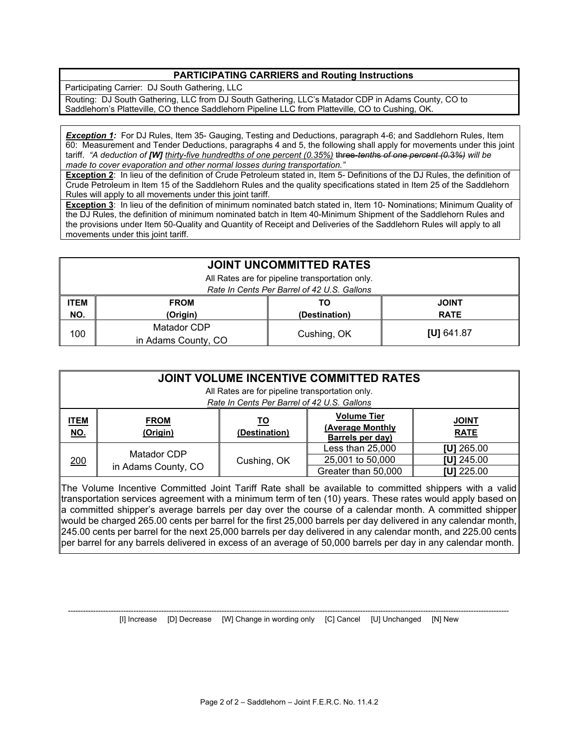**PARTICIPATING CARRIERS and Routing Instructions**

Participating Carrier: DJ South Gathering, LLC

Routing: DJ South Gathering, LLC from DJ South Gathering, LLC's Matador CDP in Adams County, CO to Saddlehorn's Platteville, CO thence Saddlehorn Pipeline LLC from Platteville, CO to Cushing, OK.

***Exception 1:*** For DJ Rules, Item 35- Gauging, Testing and Deductions, paragraph 4-6; and Saddlehorn Rules, Item 60: Measurement and Tender Deductions, paragraphs 4 and 5, the following shall apply for movements under this joint tariff. *"A deduction of **[W]** thirty-five hundredths of one percent (0.35%) ~~three-tenths of one percent (0.3%)~~ will be made to cover evaporation and other normal losses during transportation."*

**Exception 2**: In lieu of the definition of Crude Petroleum stated in, Item 5- Definitions of the DJ Rules, the definition of Crude Petroleum in Item 15 of the Saddlehorn Rules and the quality specifications stated in Item 25 of the Saddlehorn Rules will apply to all movements under this joint tariff.

**Exception 3**: In lieu of the definition of minimum nominated batch stated in, Item 10- Nominations; Minimum Quality of the DJ Rules, the definition of minimum nominated batch in Item 40-Minimum Shipment of the Saddlehorn Rules and the provisions under Item 50-Quality and Quantity of Receipt and Deliveries of the Saddlehorn Rules will apply to all movements under this joint tariff.

## JOINT UNCOMMITTED RATES

All Rates are for pipeline transportation only.

*Rate In Cents Per Barrel of 42 U.S. Gallons*

| ITEM NO. | FROM (Origin) | TO (Destination) | JOINT RATE |
|---|---|---|---|
| 100 | Matador CDP in Adams County, CO | Cushing, OK | **[U]** 641.87 |

## JOINT VOLUME INCENTIVE COMMITTED RATES

All Rates are for pipeline transportation only.

*Rate In Cents Per Barrel of 42 U.S. Gallons*

| ITEM NO. | FROM (Origin) | TO (Destination) | Volume Tier (Average Monthly Barrels per day) | JOINT RATE |
|---|---|---|---|---|
| 200 | Matador CDP in Adams County, CO | Cushing, OK | Less than 25,000 | **[U]** 265.00 |
| | | | 25,001 to 50,000 | **[U]** 245.00 |
| | | | Greater than 50,000 | **[U]** 225.00 |

The Volume Incentive Committed Joint Tariff Rate shall be available to committed shippers with a valid transportation services agreement with a minimum term of ten (10) years. These rates would apply based on a committed shipper's average barrels per day over the course of a calendar month. A committed shipper would be charged 265.00 cents per barrel for the first 25,000 barrels per day delivered in any calendar month, 245.00 cents per barrel for the next 25,000 barrels per day delivered in any calendar month, and 225.00 cents per barrel for any barrels delivered in excess of an average of 50,000 barrels per day in any calendar month.

---

[I] Increase [D] Decrease [W] Change in wording only [C] Cancel [U] Unchanged [N] New